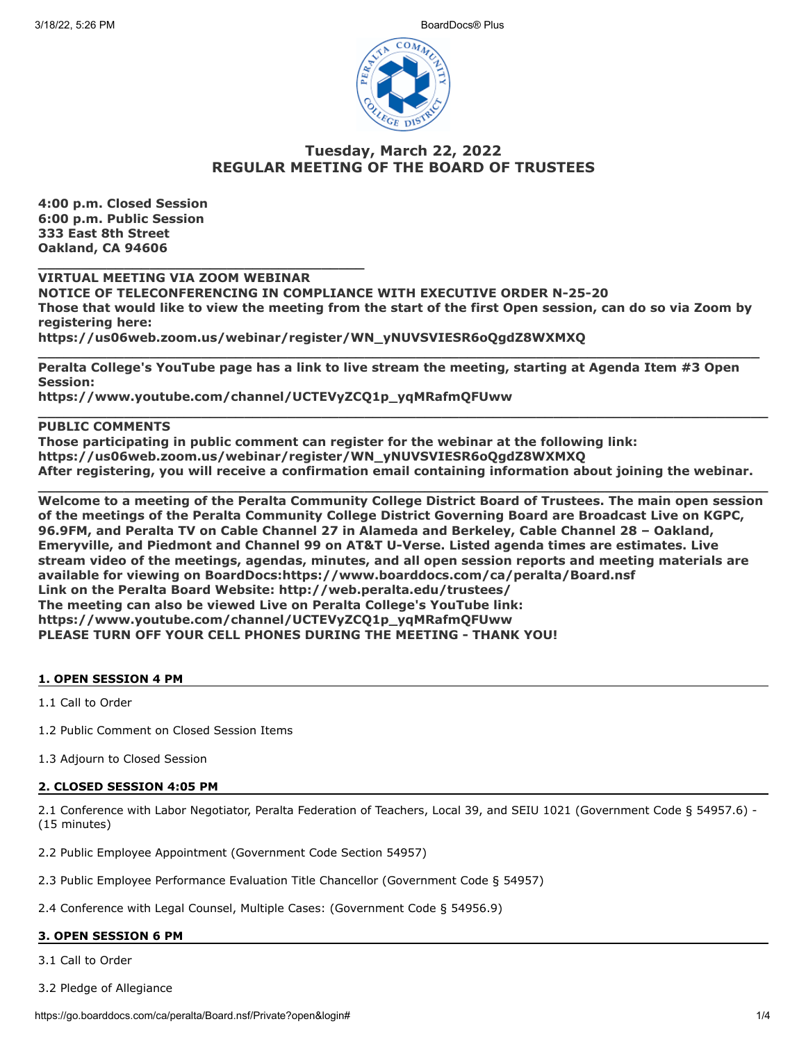## Tuesday, March 22, 2022
## REGULAR MEETING OF THE BOARD OF TRUSTEES

**4:00 p.m. Closed Session**
**6:00 p.m. Public Session**
**333 East 8th Street**
**Oakland, CA 94606**

---

**VIRTUAL MEETING VIA ZOOM WEBINAR**
**NOTICE OF TELECONFERENCING IN COMPLIANCE WITH EXECUTIVE ORDER N-25-20**
**Those that would like to view the meeting from the start of the first Open session, can do so via Zoom by registering here:**
**https://us06web.zoom.us/webinar/register/WN_yNUVSVIESR6oQgdZ8WXMXQ**

---

**Peralta College's YouTube page has a link to live stream the meeting, starting at Agenda Item #3 Open Session:**
**https://www.youtube.com/channel/UCTEVyZCQ1p_yqMRafmQFUww**

---

**PUBLIC COMMENTS**
**Those participating in public comment can register for the webinar at the following link:**
**https://us06web.zoom.us/webinar/register/WN_yNUVSVIESR6oQgdZ8WXMXQ**
**After registering, you will receive a confirmation email containing information about joining the webinar.**

---

**Welcome to a meeting of the Peralta Community College District Board of Trustees. The main open session of the meetings of the Peralta Community College District Governing Board are Broadcast Live on KGPC, 96.9FM, and Peralta TV on Cable Channel 27 in Alameda and Berkeley, Cable Channel 28 – Oakland, Emeryville, and Piedmont and Channel 99 on AT&T U-Verse. Listed agenda times are estimates. Live stream video of the meetings, agendas, minutes, and all open session reports and meeting materials are available for viewing on BoardDocs:https://www.boarddocs.com/ca/peralta/Board.nsf**
**Link on the Peralta Board Website: http://web.peralta.edu/trustees/**
**The meeting can also be viewed Live on Peralta College's YouTube link:**
**https://www.youtube.com/channel/UCTEVyZCQ1p_yqMRafmQFUww**
**PLEASE TURN OFF YOUR CELL PHONES DURING THE MEETING - THANK YOU!**

### 1. OPEN SESSION 4 PM

1.1 Call to Order

1.2 Public Comment on Closed Session Items

1.3 Adjourn to Closed Session

### 2. CLOSED SESSION 4:05 PM

2.1 Conference with Labor Negotiator, Peralta Federation of Teachers, Local 39, and SEIU 1021 (Government Code § 54957.6) - (15 minutes)

2.2 Public Employee Appointment (Government Code Section 54957)

2.3 Public Employee Performance Evaluation Title Chancellor (Government Code § 54957)

2.4 Conference with Legal Counsel, Multiple Cases: (Government Code § 54956.9)

### 3. OPEN SESSION 6 PM

3.1 Call to Order

3.2 Pledge of Allegiance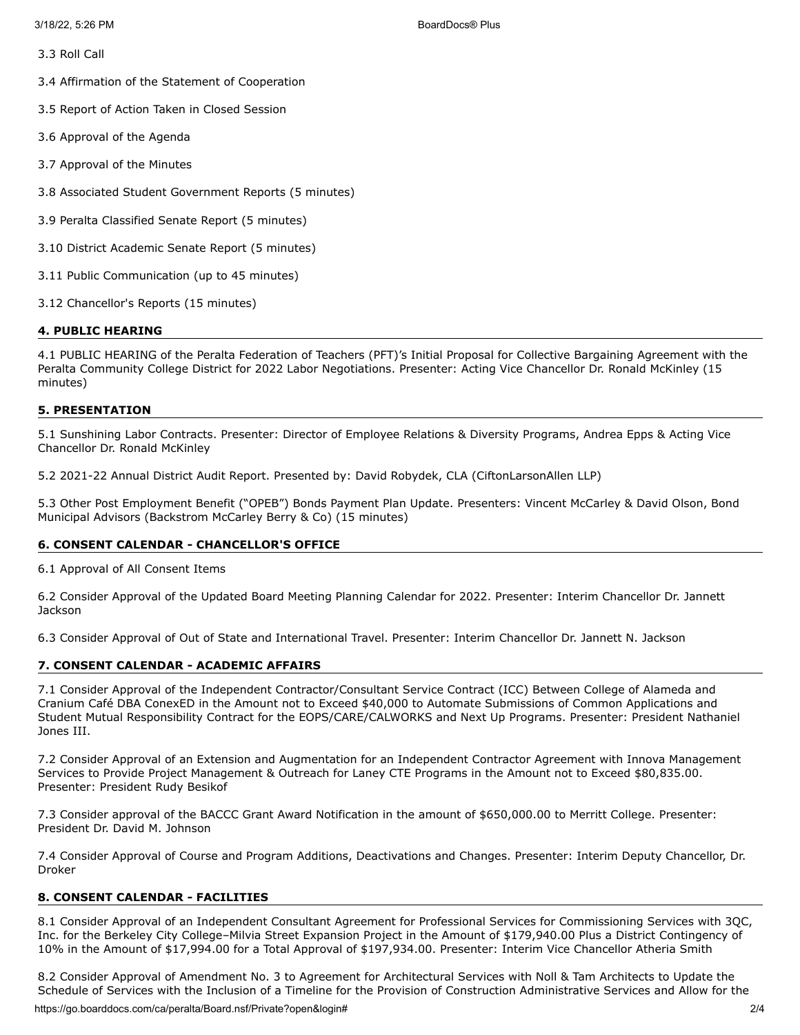3.3 Roll Call

3.4 Affirmation of the Statement of Cooperation

3.5 Report of Action Taken in Closed Session

3.6 Approval of the Agenda

3.7 Approval of the Minutes

3.8 Associated Student Government Reports (5 minutes)

3.9 Peralta Classified Senate Report (5 minutes)

3.10 District Academic Senate Report (5 minutes)

3.11 Public Communication (up to 45 minutes)

3.12 Chancellor's Reports (15 minutes)

## 4. PUBLIC HEARING

4.1 PUBLIC HEARING of the Peralta Federation of Teachers (PFT)'s Initial Proposal for Collective Bargaining Agreement with the Peralta Community College District for 2022 Labor Negotiations. Presenter: Acting Vice Chancellor Dr. Ronald McKinley (15 minutes)

## 5. PRESENTATION

5.1 Sunshining Labor Contracts. Presenter: Director of Employee Relations & Diversity Programs, Andrea Epps & Acting Vice Chancellor Dr. Ronald McKinley

5.2 2021-22 Annual District Audit Report. Presented by: David Robydek, CLA (CiftonLarsonAllen LLP)

5.3 Other Post Employment Benefit ("OPEB") Bonds Payment Plan Update. Presenters: Vincent McCarley & David Olson, Bond Municipal Advisors (Backstrom McCarley Berry & Co) (15 minutes)

## 6. CONSENT CALENDAR - CHANCELLOR'S OFFICE

6.1 Approval of All Consent Items

6.2 Consider Approval of the Updated Board Meeting Planning Calendar for 2022. Presenter: Interim Chancellor Dr. Jannett Jackson

6.3 Consider Approval of Out of State and International Travel. Presenter: Interim Chancellor Dr. Jannett N. Jackson

## 7. CONSENT CALENDAR - ACADEMIC AFFAIRS

7.1 Consider Approval of the Independent Contractor/Consultant Service Contract (ICC) Between College of Alameda and Cranium Café DBA ConexED in the Amount not to Exceed $40,000 to Automate Submissions of Common Applications and Student Mutual Responsibility Contract for the EOPS/CARE/CALWORKS and Next Up Programs. Presenter: President Nathaniel Jones III.

7.2 Consider Approval of an Extension and Augmentation for an Independent Contractor Agreement with Innova Management Services to Provide Project Management & Outreach for Laney CTE Programs in the Amount not to Exceed $80,835.00. Presenter: President Rudy Besikof

7.3 Consider approval of the BACCC Grant Award Notification in the amount of $650,000.00 to Merritt College. Presenter: President Dr. David M. Johnson

7.4 Consider Approval of Course and Program Additions, Deactivations and Changes. Presenter: Interim Deputy Chancellor, Dr. Droker

## 8. CONSENT CALENDAR - FACILITIES

8.1 Consider Approval of an Independent Consultant Agreement for Professional Services for Commissioning Services with 3QC, Inc. for the Berkeley City College–Milvia Street Expansion Project in the Amount of $179,940.00 Plus a District Contingency of 10% in the Amount of $17,994.00 for a Total Approval of $197,934.00. Presenter: Interim Vice Chancellor Atheria Smith

8.2 Consider Approval of Amendment No. 3 to Agreement for Architectural Services with Noll & Tam Architects to Update the Schedule of Services with the Inclusion of a Timeline for the Provision of Construction Administrative Services and Allow for the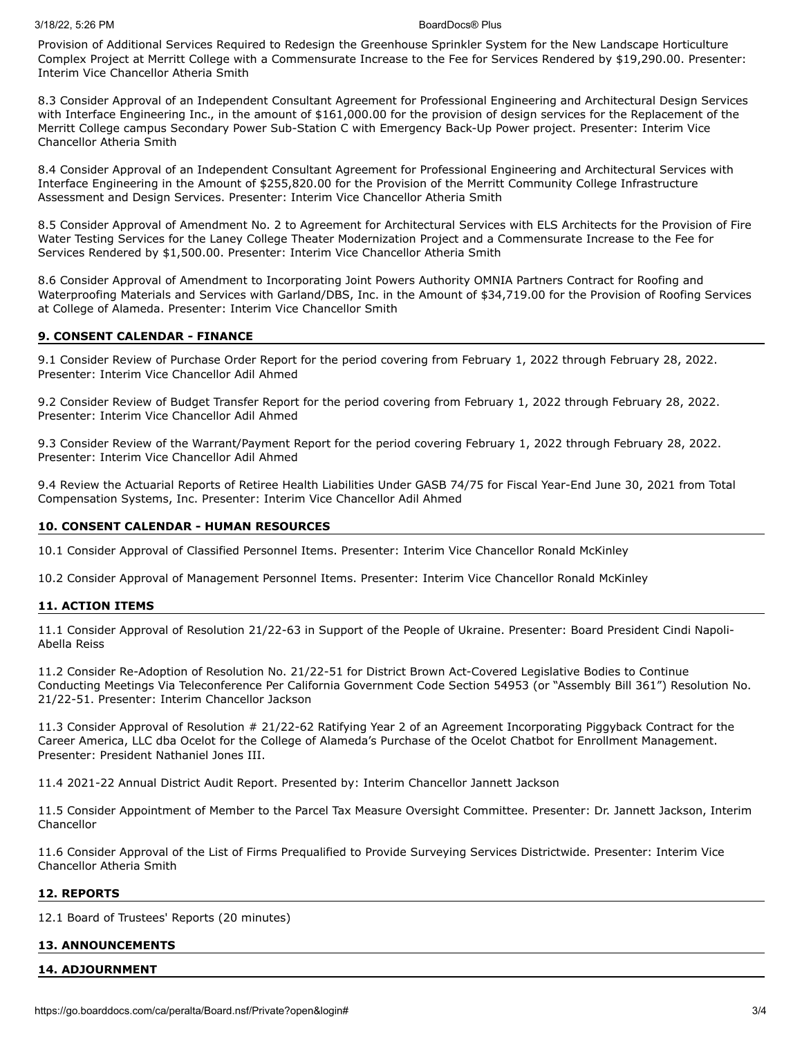Provision of Additional Services Required to Redesign the Greenhouse Sprinkler System for the New Landscape Horticulture Complex Project at Merritt College with a Commensurate Increase to the Fee for Services Rendered by $19,290.00. Presenter: Interim Vice Chancellor Atheria Smith

8.3 Consider Approval of an Independent Consultant Agreement for Professional Engineering and Architectural Design Services with Interface Engineering Inc., in the amount of $161,000.00 for the provision of design services for the Replacement of the Merritt College campus Secondary Power Sub-Station C with Emergency Back-Up Power project. Presenter: Interim Vice Chancellor Atheria Smith

8.4 Consider Approval of an Independent Consultant Agreement for Professional Engineering and Architectural Services with Interface Engineering in the Amount of $255,820.00 for the Provision of the Merritt Community College Infrastructure Assessment and Design Services. Presenter: Interim Vice Chancellor Atheria Smith

8.5 Consider Approval of Amendment No. 2 to Agreement for Architectural Services with ELS Architects for the Provision of Fire Water Testing Services for the Laney College Theater Modernization Project and a Commensurate Increase to the Fee for Services Rendered by $1,500.00. Presenter: Interim Vice Chancellor Atheria Smith

8.6 Consider Approval of Amendment to Incorporating Joint Powers Authority OMNIA Partners Contract for Roofing and Waterproofing Materials and Services with Garland/DBS, Inc. in the Amount of $34,719.00 for the Provision of Roofing Services at College of Alameda. Presenter: Interim Vice Chancellor Smith

## 9. CONSENT CALENDAR - FINANCE

9.1 Consider Review of Purchase Order Report for the period covering from February 1, 2022 through February 28, 2022. Presenter: Interim Vice Chancellor Adil Ahmed

9.2 Consider Review of Budget Transfer Report for the period covering from February 1, 2022 through February 28, 2022. Presenter: Interim Vice Chancellor Adil Ahmed

9.3 Consider Review of the Warrant/Payment Report for the period covering February 1, 2022 through February 28, 2022. Presenter: Interim Vice Chancellor Adil Ahmed

9.4 Review the Actuarial Reports of Retiree Health Liabilities Under GASB 74/75 for Fiscal Year-End June 30, 2021 from Total Compensation Systems, Inc. Presenter: Interim Vice Chancellor Adil Ahmed

## 10. CONSENT CALENDAR - HUMAN RESOURCES

10.1 Consider Approval of Classified Personnel Items. Presenter: Interim Vice Chancellor Ronald McKinley

10.2 Consider Approval of Management Personnel Items. Presenter: Interim Vice Chancellor Ronald McKinley

## 11. ACTION ITEMS

11.1 Consider Approval of Resolution 21/22-63 in Support of the People of Ukraine. Presenter: Board President Cindi Napoli-Abella Reiss

11.2 Consider Re-Adoption of Resolution No. 21/22-51 for District Brown Act-Covered Legislative Bodies to Continue Conducting Meetings Via Teleconference Per California Government Code Section 54953 (or "Assembly Bill 361") Resolution No. 21/22-51. Presenter: Interim Chancellor Jackson

11.3 Consider Approval of Resolution # 21/22-62 Ratifying Year 2 of an Agreement Incorporating Piggyback Contract for the Career America, LLC dba Ocelot for the College of Alameda's Purchase of the Ocelot Chatbot for Enrollment Management. Presenter: President Nathaniel Jones III.

11.4 2021-22 Annual District Audit Report. Presented by: Interim Chancellor Jannett Jackson

11.5 Consider Appointment of Member to the Parcel Tax Measure Oversight Committee. Presenter: Dr. Jannett Jackson, Interim Chancellor

11.6 Consider Approval of the List of Firms Prequalified to Provide Surveying Services Districtwide. Presenter: Interim Vice Chancellor Atheria Smith

## 12. REPORTS

12.1 Board of Trustees' Reports (20 minutes)

## 13. ANNOUNCEMENTS

## 14. ADJOURNMENT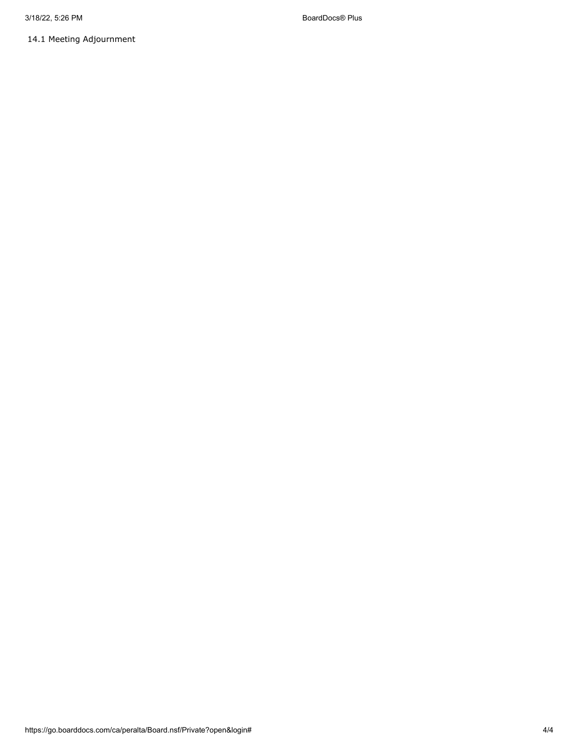14.1 Meeting Adjournment